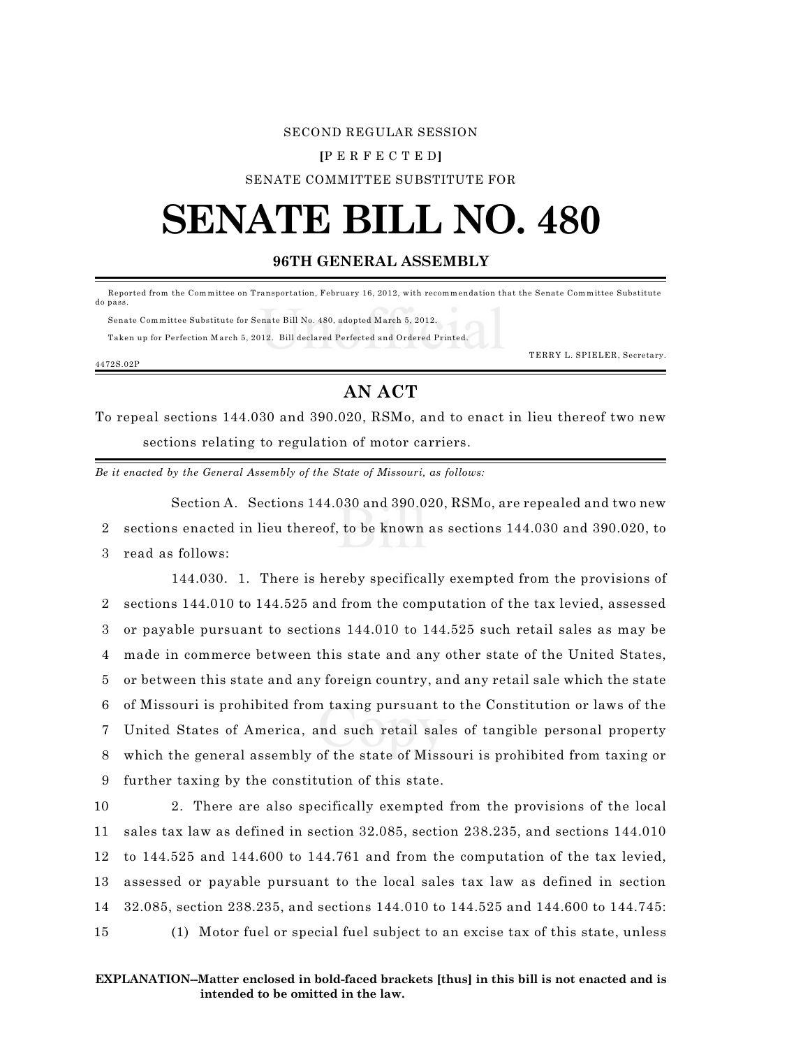SECOND REGULAR SESSION

**[**P E R F E C T E D**]**

SENATE COMMITTEE SUBSTITUTE FOR

# SENATE BILL NO. 480

## 96TH GENERAL ASSEMBLY

Reported from the Committee on Transportation, February 16, 2012, with recommendation that the Senate Committee Substitute do pass.

Senate Committee Substitute for Senate Bill No. 480, adopted March 5, 2012.

Taken up for Perfection March 5, 2012. Bill declared Perfected and Ordered Printed.

TERRY L. SPIELER, Secretary.

4472S.02P

## AN ACT

To repeal sections 144.030 and 390.020, RSMo, and to enact in lieu thereof two new sections relating to regulation of motor carriers.

*Be it enacted by the General Assembly of the State of Missouri, as follows:*

Section A. Sections 144.030 and 390.020, RSMo, are repealed and two new sections enacted in lieu thereof, to be known as sections 144.030 and 390.020, to read as follows:

144.030. 1. There is hereby specifically exempted from the provisions of sections 144.010 to 144.525 and from the computation of the tax levied, assessed or payable pursuant to sections 144.010 to 144.525 such retail sales as may be made in commerce between this state and any other state of the United States, or between this state and any foreign country, and any retail sale which the state of Missouri is prohibited from taxing pursuant to the Constitution or laws of the United States of America, and such retail sales of tangible personal property which the general assembly of the state of Missouri is prohibited from taxing or further taxing by the constitution of this state.

2. There are also specifically exempted from the provisions of the local sales tax law as defined in section 32.085, section 238.235, and sections 144.010 to 144.525 and 144.600 to 144.761 and from the computation of the tax levied, assessed or payable pursuant to the local sales tax law as defined in section 32.085, section 238.235, and sections 144.010 to 144.525 and 144.600 to 144.745:

(1) Motor fuel or special fuel subject to an excise tax of this state, unless

**EXPLANATION--Matter enclosed in bold-faced brackets [thus] in this bill is not enacted and is intended to be omitted in the law.**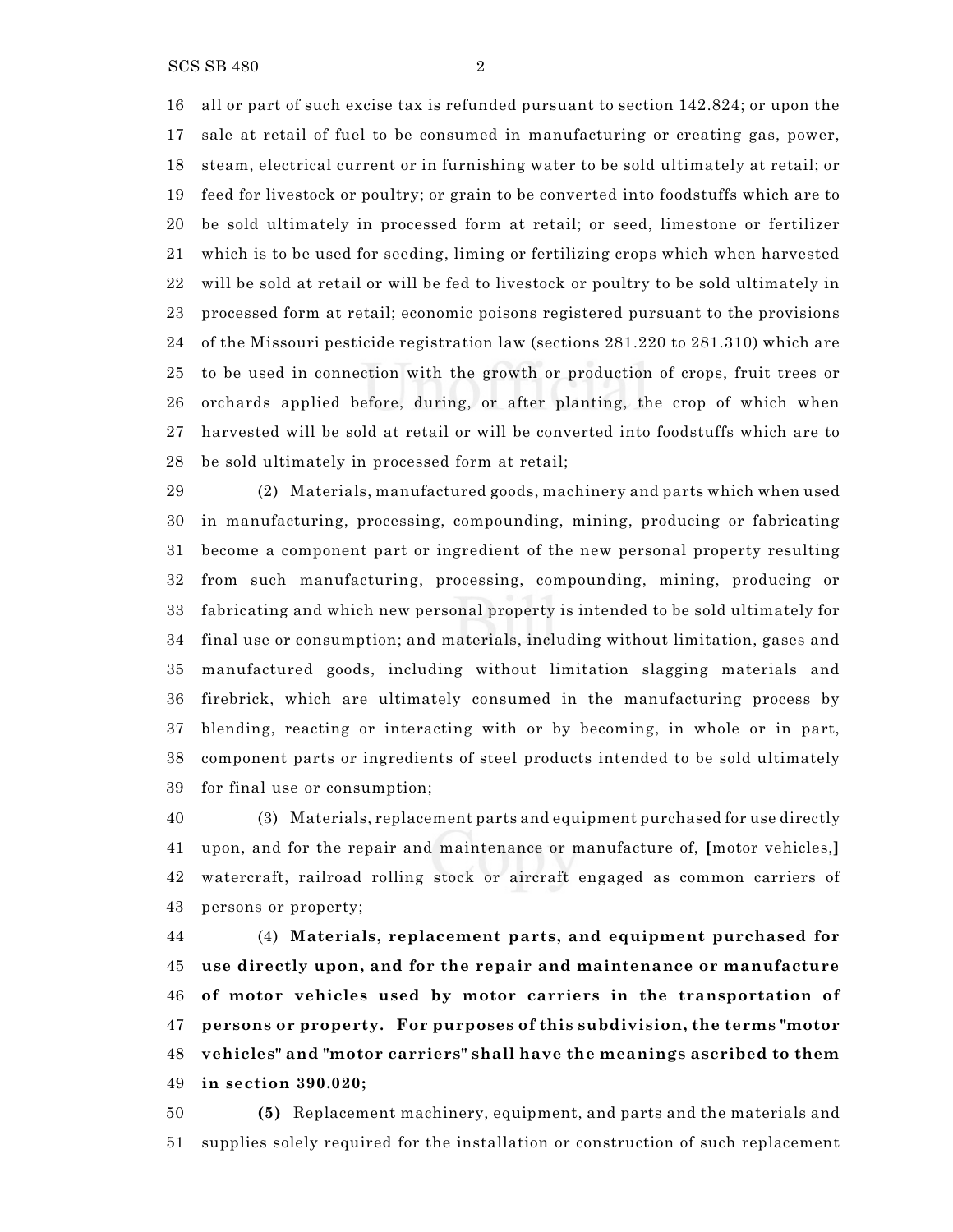all or part of such excise tax is refunded pursuant to section 142.824; or upon the sale at retail of fuel to be consumed in manufacturing or creating gas, power, steam, electrical current or in furnishing water to be sold ultimately at retail; or feed for livestock or poultry; or grain to be converted into foodstuffs which are to be sold ultimately in processed form at retail; or seed, limestone or fertilizer which is to be used for seeding, liming or fertilizing crops which when harvested will be sold at retail or will be fed to livestock or poultry to be sold ultimately in processed form at retail; economic poisons registered pursuant to the provisions of the Missouri pesticide registration law (sections 281.220 to 281.310) which are to be used in connection with the growth or production of crops, fruit trees or orchards applied before, during, or after planting, the crop of which when harvested will be sold at retail or will be converted into foodstuffs which are to be sold ultimately in processed form at retail;

(2) Materials, manufactured goods, machinery and parts which when used in manufacturing, processing, compounding, mining, producing or fabricating become a component part or ingredient of the new personal property resulting from such manufacturing, processing, compounding, mining, producing or fabricating and which new personal property is intended to be sold ultimately for final use or consumption; and materials, including without limitation, gases and manufactured goods, including without limitation slagging materials and firebrick, which are ultimately consumed in the manufacturing process by blending, reacting or interacting with or by becoming, in whole or in part, component parts or ingredients of steel products intended to be sold ultimately for final use or consumption;

(3) Materials, replacement parts and equipment purchased for use directly upon, and for the repair and maintenance or manufacture of, **[**motor vehicles,**]** watercraft, railroad rolling stock or aircraft engaged as common carriers of persons or property;

(4) **Materials, replacement parts, and equipment purchased for use directly upon, and for the repair and maintenance or manufacture of motor vehicles used by motor carriers in the transportation of persons or property. For purposes of this subdivision, the terms "motor vehicles" and "motor carriers" shall have the meanings ascribed to them in section 390.020;**

**(5)** Replacement machinery, equipment, and parts and the materials and supplies solely required for the installation or construction of such replacement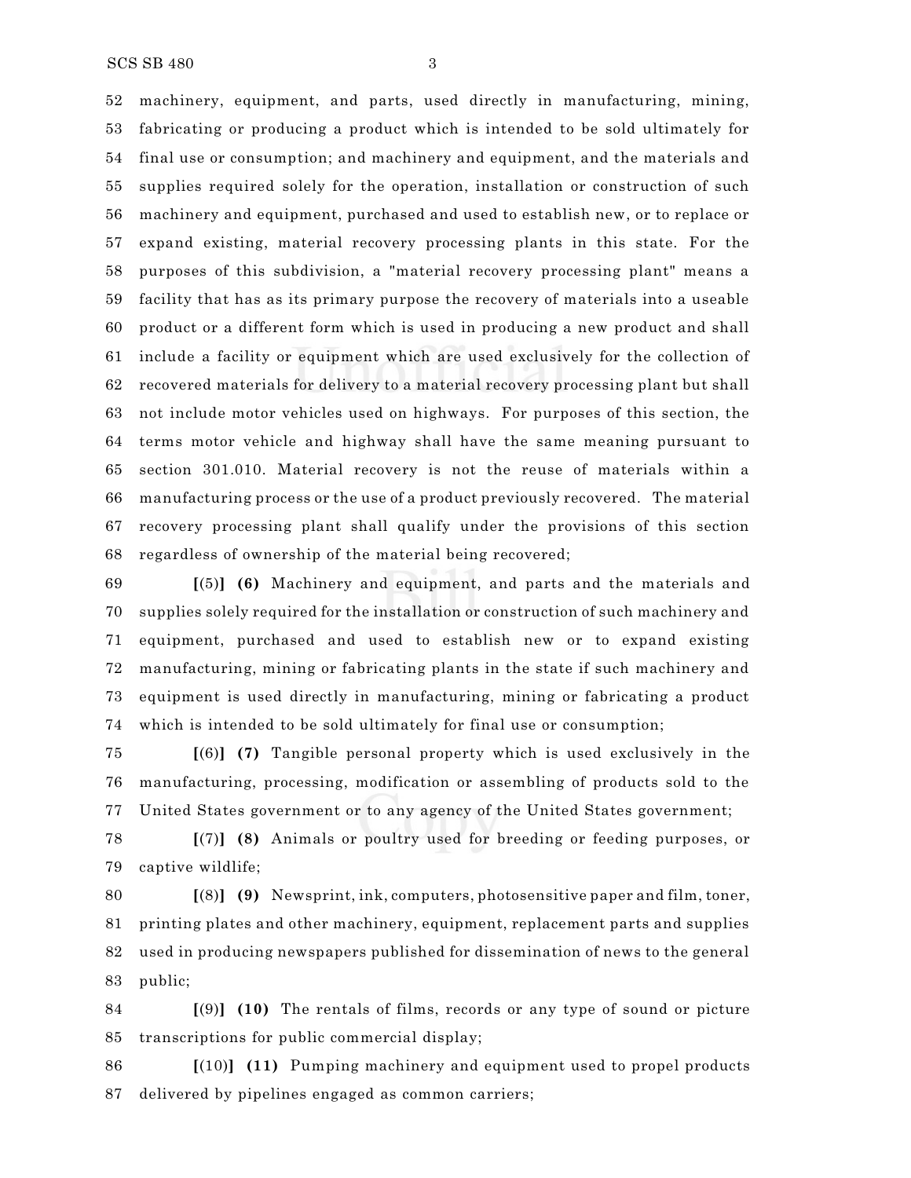machinery, equipment, and parts, used directly in manufacturing, mining, fabricating or producing a product which is intended to be sold ultimately for final use or consumption; and machinery and equipment, and the materials and supplies required solely for the operation, installation or construction of such machinery and equipment, purchased and used to establish new, or to replace or expand existing, material recovery processing plants in this state. For the purposes of this subdivision, a "material recovery processing plant" means a facility that has as its primary purpose the recovery of materials into a useable product or a different form which is used in producing a new product and shall include a facility or equipment which are used exclusively for the collection of recovered materials for delivery to a material recovery processing plant but shall not include motor vehicles used on highways. For purposes of this section, the terms motor vehicle and highway shall have the same meaning pursuant to section 301.010. Material recovery is not the reuse of materials within a manufacturing process or the use of a product previously recovered. The material recovery processing plant shall qualify under the provisions of this section regardless of ownership of the material being recovered;

**[**(5)**]** **(6)** Machinery and equipment, and parts and the materials and supplies solely required for the installation or construction of such machinery and equipment, purchased and used to establish new or to expand existing manufacturing, mining or fabricating plants in the state if such machinery and equipment is used directly in manufacturing, mining or fabricating a product which is intended to be sold ultimately for final use or consumption;

**[**(6)**]** **(7)** Tangible personal property which is used exclusively in the manufacturing, processing, modification or assembling of products sold to the United States government or to any agency of the United States government;

**[**(7)**]** **(8)** Animals or poultry used for breeding or feeding purposes, or captive wildlife;

**[**(8)**]** **(9)** Newsprint, ink, computers, photosensitive paper and film, toner, printing plates and other machinery, equipment, replacement parts and supplies used in producing newspapers published for dissemination of news to the general public;

**[**(9)**]** **(10)** The rentals of films, records or any type of sound or picture transcriptions for public commercial display;

**[**(10)**]** **(11)** Pumping machinery and equipment used to propel products delivered by pipelines engaged as common carriers;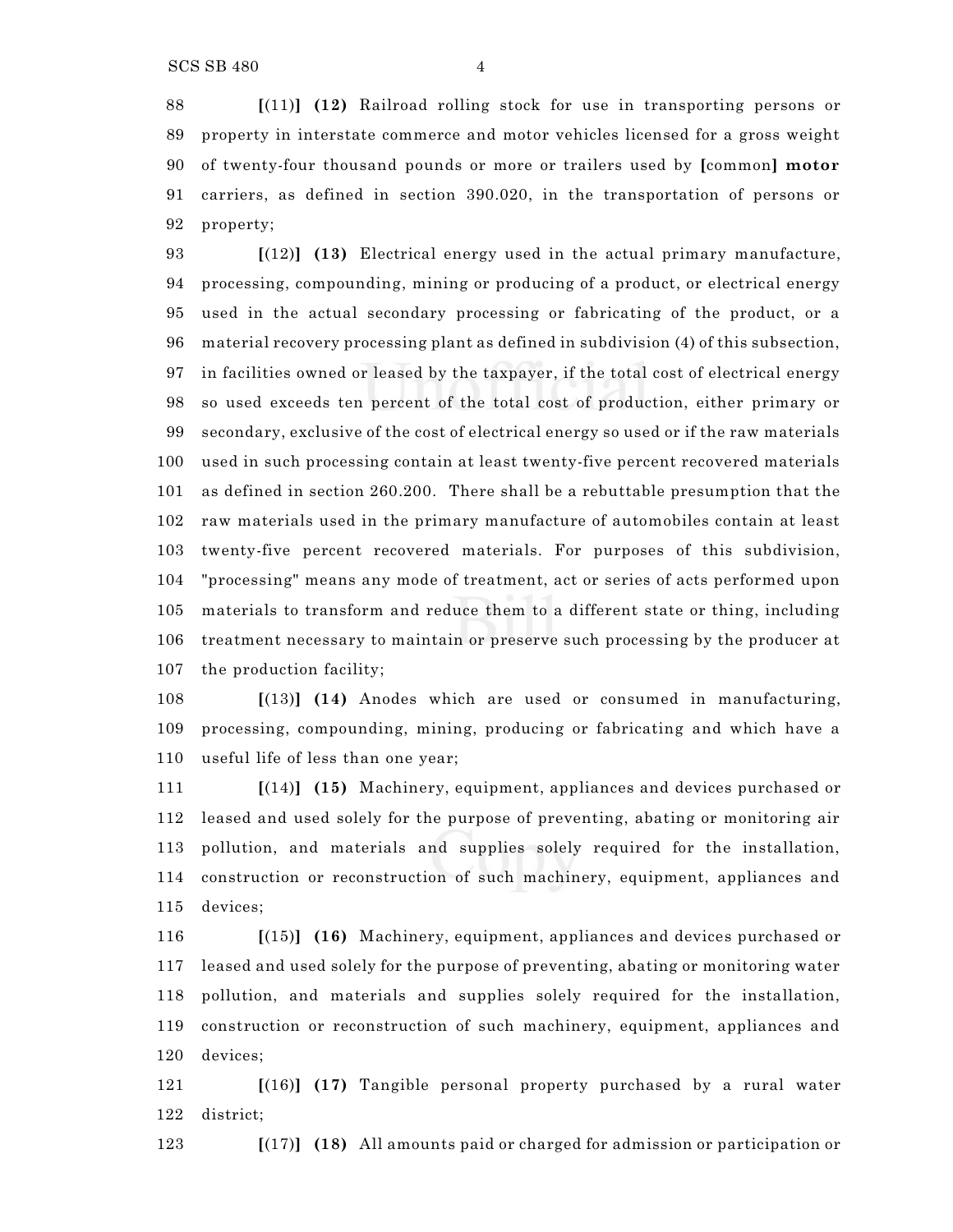[(11)] **(12)** Railroad rolling stock for use in transporting persons or property in interstate commerce and motor vehicles licensed for a gross weight of twenty-four thousand pounds or more or trailers used by [common] **motor** carriers, as defined in section 390.020, in the transportation of persons or property;

[(12)] **(13)** Electrical energy used in the actual primary manufacture, processing, compounding, mining or producing of a product, or electrical energy used in the actual secondary processing or fabricating of the product, or a material recovery processing plant as defined in subdivision (4) of this subsection, in facilities owned or leased by the taxpayer, if the total cost of electrical energy so used exceeds ten percent of the total cost of production, either primary or secondary, exclusive of the cost of electrical energy so used or if the raw materials used in such processing contain at least twenty-five percent recovered materials as defined in section 260.200. There shall be a rebuttable presumption that the raw materials used in the primary manufacture of automobiles contain at least twenty-five percent recovered materials. For purposes of this subdivision, "processing" means any mode of treatment, act or series of acts performed upon materials to transform and reduce them to a different state or thing, including treatment necessary to maintain or preserve such processing by the producer at the production facility;

[(13)] **(14)** Anodes which are used or consumed in manufacturing, processing, compounding, mining, producing or fabricating and which have a useful life of less than one year;

[(14)] **(15)** Machinery, equipment, appliances and devices purchased or leased and used solely for the purpose of preventing, abating or monitoring air pollution, and materials and supplies solely required for the installation, construction or reconstruction of such machinery, equipment, appliances and devices;

[(15)] **(16)** Machinery, equipment, appliances and devices purchased or leased and used solely for the purpose of preventing, abating or monitoring water pollution, and materials and supplies solely required for the installation, construction or reconstruction of such machinery, equipment, appliances and devices;

[(16)] **(17)** Tangible personal property purchased by a rural water district;

[(17)] **(18)** All amounts paid or charged for admission or participation or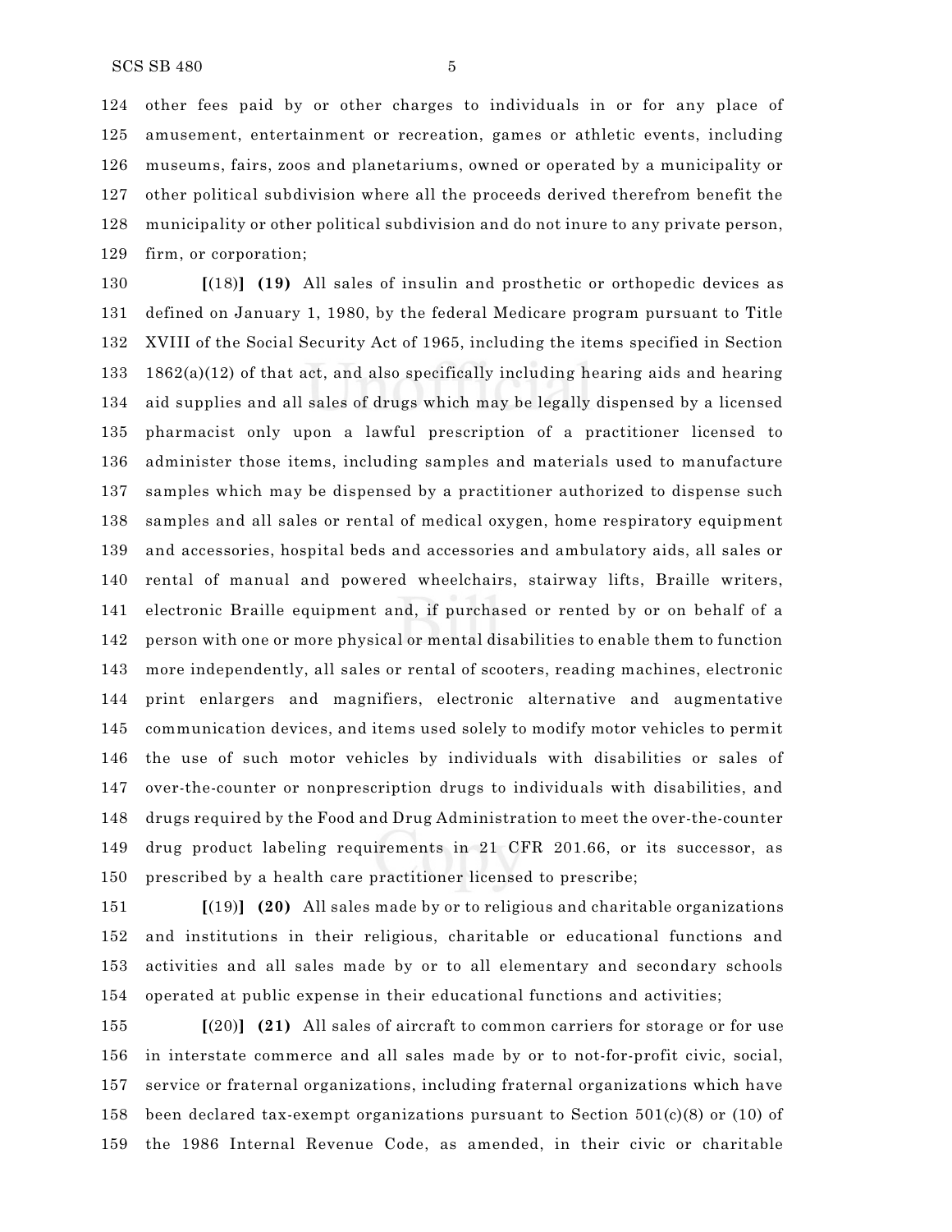other fees paid by or other charges to individuals in or for any place of amusement, entertainment or recreation, games or athletic events, including museums, fairs, zoos and planetariums, owned or operated by a municipality or other political subdivision where all the proceeds derived therefrom benefit the municipality or other political subdivision and do not inure to any private person, firm, or corporation;

**[**(18)**]** **(19)** All sales of insulin and prosthetic or orthopedic devices as defined on January 1, 1980, by the federal Medicare program pursuant to Title XVIII of the Social Security Act of 1965, including the items specified in Section 1862(a)(12) of that act, and also specifically including hearing aids and hearing aid supplies and all sales of drugs which may be legally dispensed by a licensed pharmacist only upon a lawful prescription of a practitioner licensed to administer those items, including samples and materials used to manufacture samples which may be dispensed by a practitioner authorized to dispense such samples and all sales or rental of medical oxygen, home respiratory equipment and accessories, hospital beds and accessories and ambulatory aids, all sales or rental of manual and powered wheelchairs, stairway lifts, Braille writers, electronic Braille equipment and, if purchased or rented by or on behalf of a person with one or more physical or mental disabilities to enable them to function more independently, all sales or rental of scooters, reading machines, electronic print enlargers and magnifiers, electronic alternative and augmentative communication devices, and items used solely to modify motor vehicles to permit the use of such motor vehicles by individuals with disabilities or sales of over-the-counter or nonprescription drugs to individuals with disabilities, and drugs required by the Food and Drug Administration to meet the over-the-counter drug product labeling requirements in 21 CFR 201.66, or its successor, as prescribed by a health care practitioner licensed to prescribe;

**[**(19)**]** **(20)** All sales made by or to religious and charitable organizations and institutions in their religious, charitable or educational functions and activities and all sales made by or to all elementary and secondary schools operated at public expense in their educational functions and activities;

**[**(20)**]** **(21)** All sales of aircraft to common carriers for storage or for use in interstate commerce and all sales made by or to not-for-profit civic, social, service or fraternal organizations, including fraternal organizations which have been declared tax-exempt organizations pursuant to Section 501(c)(8) or (10) of the 1986 Internal Revenue Code, as amended, in their civic or charitable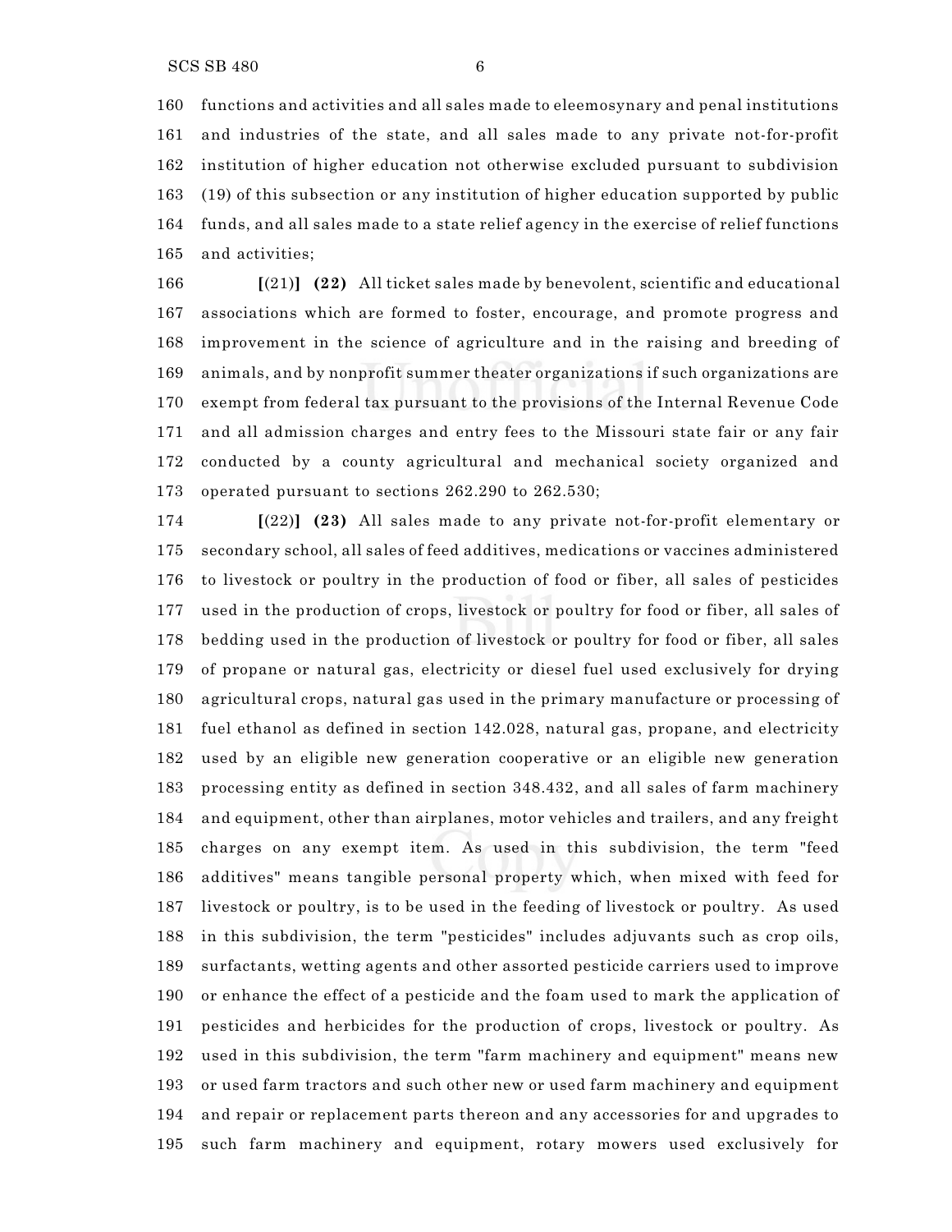functions and activities and all sales made to eleemosynary and penal institutions and industries of the state, and all sales made to any private not-for-profit institution of higher education not otherwise excluded pursuant to subdivision (19) of this subsection or any institution of higher education supported by public funds, and all sales made to a state relief agency in the exercise of relief functions and activities;

[(21)] **(22)** All ticket sales made by benevolent, scientific and educational associations which are formed to foster, encourage, and promote progress and improvement in the science of agriculture and in the raising and breeding of animals, and by nonprofit summer theater organizations if such organizations are exempt from federal tax pursuant to the provisions of the Internal Revenue Code and all admission charges and entry fees to the Missouri state fair or any fair conducted by a county agricultural and mechanical society organized and operated pursuant to sections 262.290 to 262.530;

[(22)] **(23)** All sales made to any private not-for-profit elementary or secondary school, all sales of feed additives, medications or vaccines administered to livestock or poultry in the production of food or fiber, all sales of pesticides used in the production of crops, livestock or poultry for food or fiber, all sales of bedding used in the production of livestock or poultry for food or fiber, all sales of propane or natural gas, electricity or diesel fuel used exclusively for drying agricultural crops, natural gas used in the primary manufacture or processing of fuel ethanol as defined in section 142.028, natural gas, propane, and electricity used by an eligible new generation cooperative or an eligible new generation processing entity as defined in section 348.432, and all sales of farm machinery and equipment, other than airplanes, motor vehicles and trailers, and any freight charges on any exempt item. As used in this subdivision, the term "feed additives" means tangible personal property which, when mixed with feed for livestock or poultry, is to be used in the feeding of livestock or poultry. As used in this subdivision, the term "pesticides" includes adjuvants such as crop oils, surfactants, wetting agents and other assorted pesticide carriers used to improve or enhance the effect of a pesticide and the foam used to mark the application of pesticides and herbicides for the production of crops, livestock or poultry. As used in this subdivision, the term "farm machinery and equipment" means new or used farm tractors and such other new or used farm machinery and equipment and repair or replacement parts thereon and any accessories for and upgrades to such farm machinery and equipment, rotary mowers used exclusively for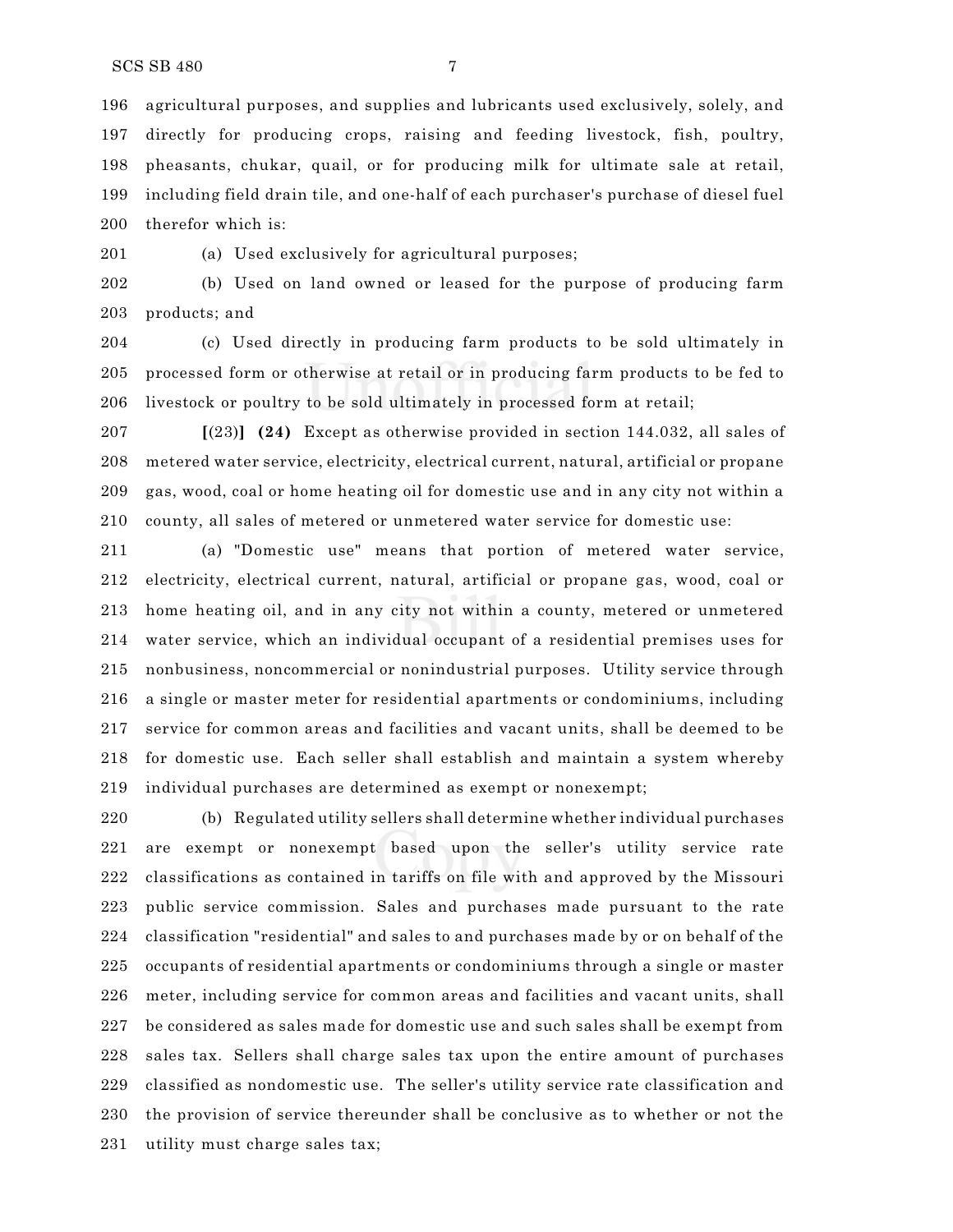agricultural purposes, and supplies and lubricants used exclusively, solely, and directly for producing crops, raising and feeding livestock, fish, poultry, pheasants, chukar, quail, or for producing milk for ultimate sale at retail, including field drain tile, and one-half of each purchaser's purchase of diesel fuel therefor which is:

(a) Used exclusively for agricultural purposes;

(b) Used on land owned or leased for the purpose of producing farm products; and

(c) Used directly in producing farm products to be sold ultimately in processed form or otherwise at retail or in producing farm products to be fed to livestock or poultry to be sold ultimately in processed form at retail;

**[**(23)**]** **(24)** Except as otherwise provided in section 144.032, all sales of metered water service, electricity, electrical current, natural, artificial or propane gas, wood, coal or home heating oil for domestic use and in any city not within a county, all sales of metered or unmetered water service for domestic use:

(a) "Domestic use" means that portion of metered water service, electricity, electrical current, natural, artificial or propane gas, wood, coal or home heating oil, and in any city not within a county, metered or unmetered water service, which an individual occupant of a residential premises uses for nonbusiness, noncommercial or nonindustrial purposes. Utility service through a single or master meter for residential apartments or condominiums, including service for common areas and facilities and vacant units, shall be deemed to be for domestic use. Each seller shall establish and maintain a system whereby individual purchases are determined as exempt or nonexempt;

(b) Regulated utility sellers shall determine whether individual purchases are exempt or nonexempt based upon the seller's utility service rate classifications as contained in tariffs on file with and approved by the Missouri public service commission. Sales and purchases made pursuant to the rate classification "residential" and sales to and purchases made by or on behalf of the occupants of residential apartments or condominiums through a single or master meter, including service for common areas and facilities and vacant units, shall be considered as sales made for domestic use and such sales shall be exempt from sales tax. Sellers shall charge sales tax upon the entire amount of purchases classified as nondomestic use. The seller's utility service rate classification and the provision of service thereunder shall be conclusive as to whether or not the utility must charge sales tax;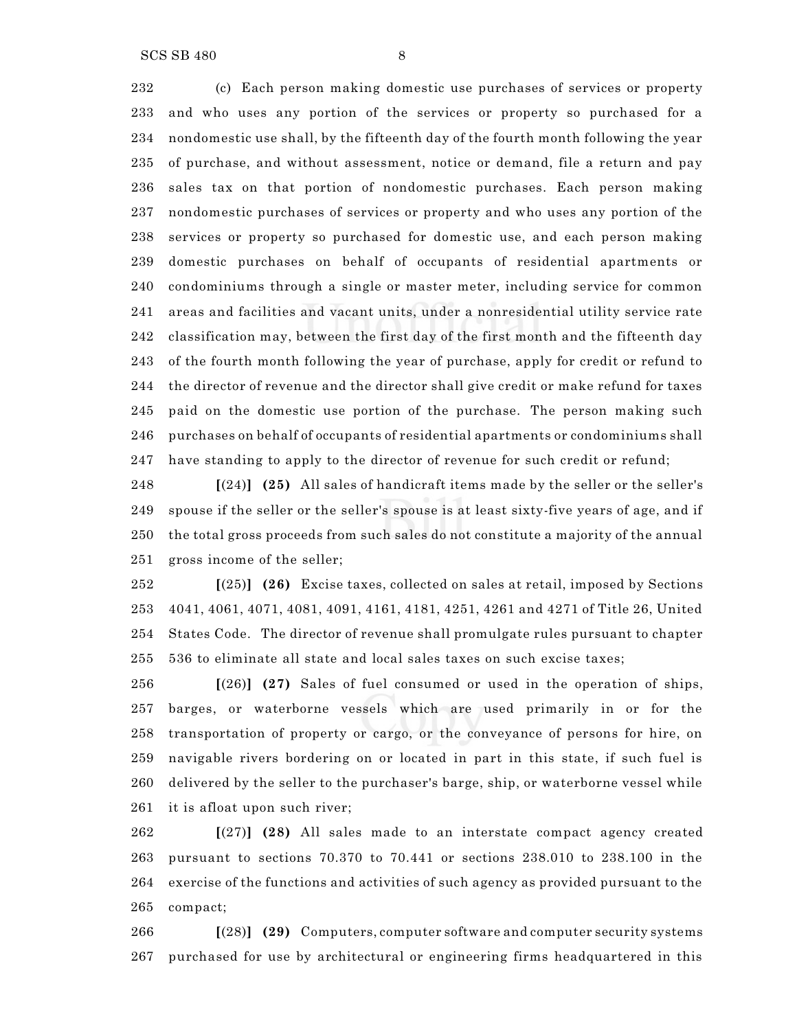(c) Each person making domestic use purchases of services or property and who uses any portion of the services or property so purchased for a nondomestic use shall, by the fifteenth day of the fourth month following the year of purchase, and without assessment, notice or demand, file a return and pay sales tax on that portion of nondomestic purchases. Each person making nondomestic purchases of services or property and who uses any portion of the services or property so purchased for domestic use, and each person making domestic purchases on behalf of occupants of residential apartments or condominiums through a single or master meter, including service for common areas and facilities and vacant units, under a nonresidential utility service rate classification may, between the first day of the first month and the fifteenth day of the fourth month following the year of purchase, apply for credit or refund to the director of revenue and the director shall give credit or make refund for taxes paid on the domestic use portion of the purchase. The person making such purchases on behalf of occupants of residential apartments or condominiums shall have standing to apply to the director of revenue for such credit or refund;

**[**(24)**]** **(25)** All sales of handicraft items made by the seller or the seller's spouse if the seller or the seller's spouse is at least sixty-five years of age, and if the total gross proceeds from such sales do not constitute a majority of the annual gross income of the seller;

**[**(25)**]** **(26)** Excise taxes, collected on sales at retail, imposed by Sections 4041, 4061, 4071, 4081, 4091, 4161, 4181, 4251, 4261 and 4271 of Title 26, United States Code. The director of revenue shall promulgate rules pursuant to chapter 536 to eliminate all state and local sales taxes on such excise taxes;

**[**(26)**]** **(27)** Sales of fuel consumed or used in the operation of ships, barges, or waterborne vessels which are used primarily in or for the transportation of property or cargo, or the conveyance of persons for hire, on navigable rivers bordering on or located in part in this state, if such fuel is delivered by the seller to the purchaser's barge, ship, or waterborne vessel while it is afloat upon such river;

**[**(27)**]** **(28)** All sales made to an interstate compact agency created pursuant to sections 70.370 to 70.441 or sections 238.010 to 238.100 in the exercise of the functions and activities of such agency as provided pursuant to the compact;

**[**(28)**]** **(29)** Computers, computer software and computer security systems purchased for use by architectural or engineering firms headquartered in this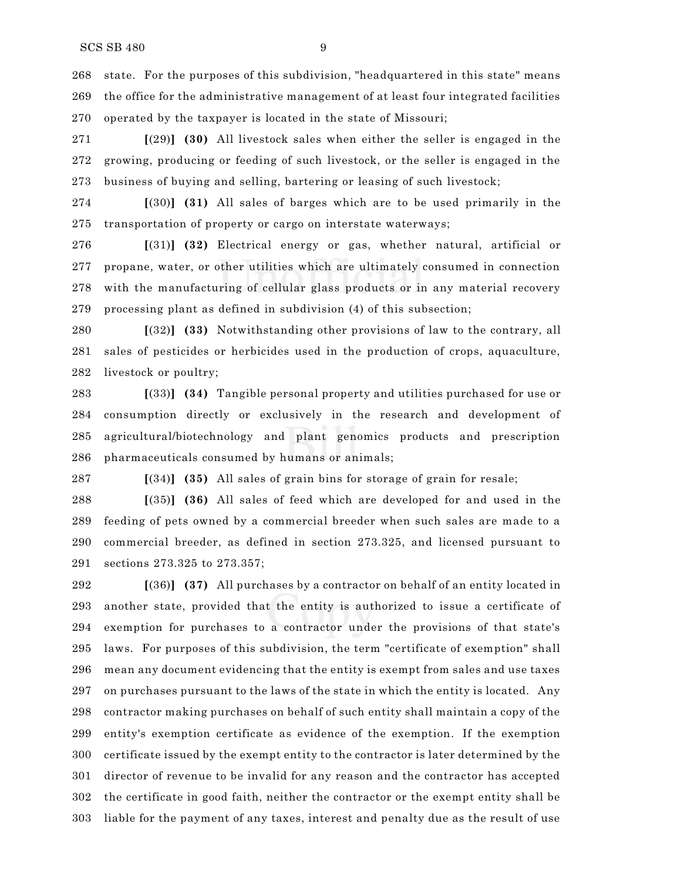state. For the purposes of this subdivision, "headquartered in this state" means the office for the administrative management of at least four integrated facilities operated by the taxpayer is located in the state of Missouri;

[(29)] **(30)** All livestock sales when either the seller is engaged in the growing, producing or feeding of such livestock, or the seller is engaged in the business of buying and selling, bartering or leasing of such livestock;

[(30)] **(31)** All sales of barges which are to be used primarily in the transportation of property or cargo on interstate waterways;

[(31)] **(32)** Electrical energy or gas, whether natural, artificial or propane, water, or other utilities which are ultimately consumed in connection with the manufacturing of cellular glass products or in any material recovery processing plant as defined in subdivision (4) of this subsection;

[(32)] **(33)** Notwithstanding other provisions of law to the contrary, all sales of pesticides or herbicides used in the production of crops, aquaculture, livestock or poultry;

[(33)] **(34)** Tangible personal property and utilities purchased for use or consumption directly or exclusively in the research and development of agricultural/biotechnology and plant genomics products and prescription pharmaceuticals consumed by humans or animals;

[(34)] **(35)** All sales of grain bins for storage of grain for resale;

[(35)] **(36)** All sales of feed which are developed for and used in the feeding of pets owned by a commercial breeder when such sales are made to a commercial breeder, as defined in section 273.325, and licensed pursuant to sections 273.325 to 273.357;

[(36)] **(37)** All purchases by a contractor on behalf of an entity located in another state, provided that the entity is authorized to issue a certificate of exemption for purchases to a contractor under the provisions of that state's laws. For purposes of this subdivision, the term "certificate of exemption" shall mean any document evidencing that the entity is exempt from sales and use taxes on purchases pursuant to the laws of the state in which the entity is located. Any contractor making purchases on behalf of such entity shall maintain a copy of the entity's exemption certificate as evidence of the exemption. If the exemption certificate issued by the exempt entity to the contractor is later determined by the director of revenue to be invalid for any reason and the contractor has accepted the certificate in good faith, neither the contractor or the exempt entity shall be liable for the payment of any taxes, interest and penalty due as the result of use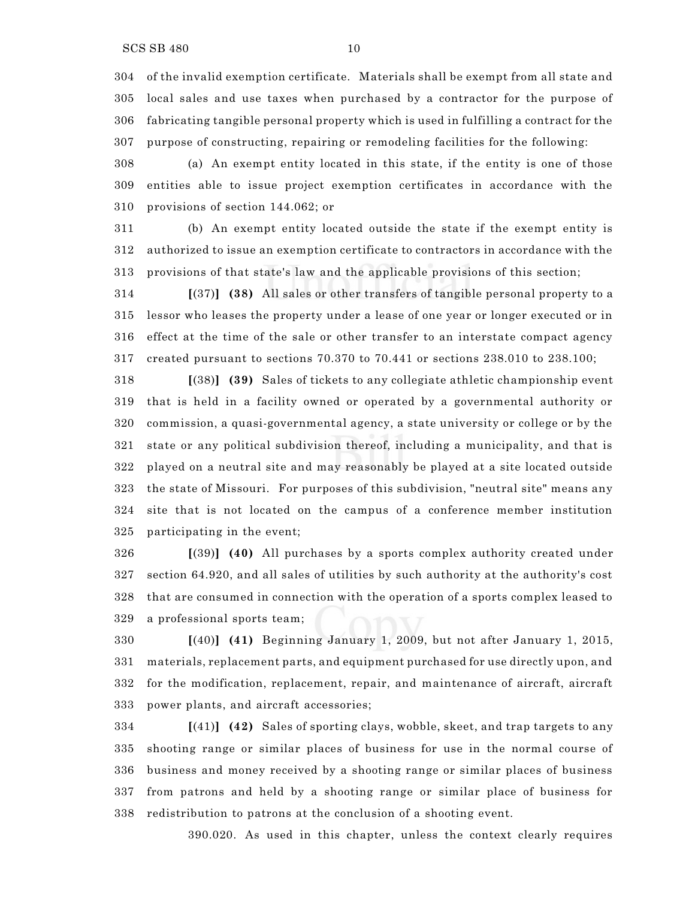304 of the invalid exemption certificate. Materials shall be exempt from all state and
305 local sales and use taxes when purchased by a contractor for the purpose of
306 fabricating tangible personal property which is used in fulfilling a contract for the
307 purpose of constructing, repairing or remodeling facilities for the following:

308 (a) An exempt entity located in this state, if the entity is one of those
309 entities able to issue project exemption certificates in accordance with the
310 provisions of section 144.062; or

311 (b) An exempt entity located outside the state if the exempt entity is
312 authorized to issue an exemption certificate to contractors in accordance with the
313 provisions of that state's law and the applicable provisions of this section;

314 **[**(37)**]** **(38)** All sales or other transfers of tangible personal property to a
315 lessor who leases the property under a lease of one year or longer executed or in
316 effect at the time of the sale or other transfer to an interstate compact agency
317 created pursuant to sections 70.370 to 70.441 or sections 238.010 to 238.100;

318 **[**(38)**]** **(39)** Sales of tickets to any collegiate athletic championship event
319 that is held in a facility owned or operated by a governmental authority or
320 commission, a quasi-governmental agency, a state university or college or by the
321 state or any political subdivision thereof, including a municipality, and that is
322 played on a neutral site and may reasonably be played at a site located outside
323 the state of Missouri. For purposes of this subdivision, "neutral site" means any
324 site that is not located on the campus of a conference member institution
325 participating in the event;

326 **[**(39)**]** **(40)** All purchases by a sports complex authority created under
327 section 64.920, and all sales of utilities by such authority at the authority's cost
328 that are consumed in connection with the operation of a sports complex leased to
329 a professional sports team;

330 **[**(40)**]** **(41)** Beginning January 1, 2009, but not after January 1, 2015,
331 materials, replacement parts, and equipment purchased for use directly upon, and
332 for the modification, replacement, repair, and maintenance of aircraft, aircraft
333 power plants, and aircraft accessories;

334 **[**(41)**]** **(42)** Sales of sporting clays, wobble, skeet, and trap targets to any
335 shooting range or similar places of business for use in the normal course of
336 business and money received by a shooting range or similar places of business
337 from patrons and held by a shooting range or similar place of business for
338 redistribution to patrons at the conclusion of a shooting event.

390.020. As used in this chapter, unless the context clearly requires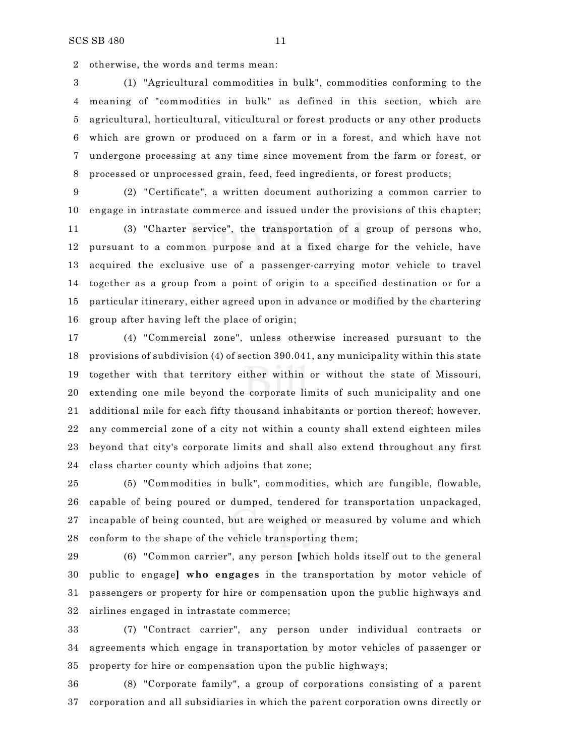otherwise, the words and terms mean:

(1) "Agricultural commodities in bulk", commodities conforming to the meaning of "commodities in bulk" as defined in this section, which are agricultural, horticultural, viticultural or forest products or any other products which are grown or produced on a farm or in a forest, and which have not undergone processing at any time since movement from the farm or forest, or processed or unprocessed grain, feed, feed ingredients, or forest products;

(2) "Certificate", a written document authorizing a common carrier to engage in intrastate commerce and issued under the provisions of this chapter;

(3) "Charter service", the transportation of a group of persons who, pursuant to a common purpose and at a fixed charge for the vehicle, have acquired the exclusive use of a passenger-carrying motor vehicle to travel together as a group from a point of origin to a specified destination or for a particular itinerary, either agreed upon in advance or modified by the chartering group after having left the place of origin;

(4) "Commercial zone", unless otherwise increased pursuant to the provisions of subdivision (4) of section 390.041, any municipality within this state together with that territory either within or without the state of Missouri, extending one mile beyond the corporate limits of such municipality and one additional mile for each fifty thousand inhabitants or portion thereof; however, any commercial zone of a city not within a county shall extend eighteen miles beyond that city's corporate limits and shall also extend throughout any first class charter county which adjoins that zone;

(5) "Commodities in bulk", commodities, which are fungible, flowable, capable of being poured or dumped, tendered for transportation unpackaged, incapable of being counted, but are weighed or measured by volume and which conform to the shape of the vehicle transporting them;

(6) "Common carrier", any person [which holds itself out to the general public to engage] **who engages** in the transportation by motor vehicle of passengers or property for hire or compensation upon the public highways and airlines engaged in intrastate commerce;

(7) "Contract carrier", any person under individual contracts or agreements which engage in transportation by motor vehicles of passenger or property for hire or compensation upon the public highways;

(8) "Corporate family", a group of corporations consisting of a parent corporation and all subsidiaries in which the parent corporation owns directly or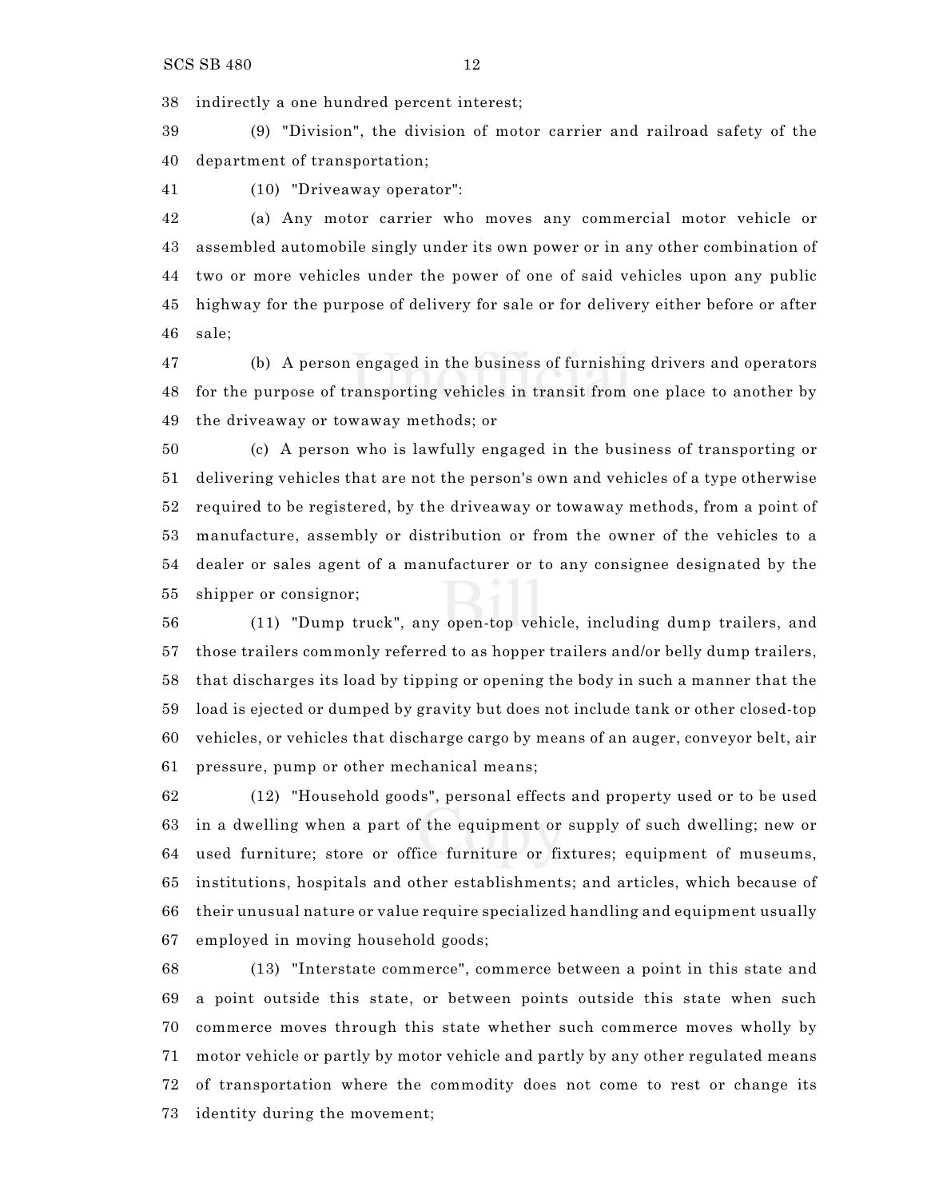38 indirectly a one hundred percent interest;

39 (9) "Division", the division of motor carrier and railroad safety of the 40 department of transportation;

41 (10) "Driveaway operator":

42 (a) Any motor carrier who moves any commercial motor vehicle or 43 assembled automobile singly under its own power or in any other combination of 44 two or more vehicles under the power of one of said vehicles upon any public 45 highway for the purpose of delivery for sale or for delivery either before or after 46 sale;

47 (b) A person engaged in the business of furnishing drivers and operators 48 for the purpose of transporting vehicles in transit from one place to another by 49 the driveaway or towaway methods; or

50 (c) A person who is lawfully engaged in the business of transporting or 51 delivering vehicles that are not the person's own and vehicles of a type otherwise 52 required to be registered, by the driveaway or towaway methods, from a point of 53 manufacture, assembly or distribution or from the owner of the vehicles to a 54 dealer or sales agent of a manufacturer or to any consignee designated by the 55 shipper or consignor;

56 (11) "Dump truck", any open-top vehicle, including dump trailers, and 57 those trailers commonly referred to as hopper trailers and/or belly dump trailers, 58 that discharges its load by tipping or opening the body in such a manner that the 59 load is ejected or dumped by gravity but does not include tank or other closed-top 60 vehicles, or vehicles that discharge cargo by means of an auger, conveyor belt, air 61 pressure, pump or other mechanical means;

62 (12) "Household goods", personal effects and property used or to be used 63 in a dwelling when a part of the equipment or supply of such dwelling; new or 64 used furniture; store or office furniture or fixtures; equipment of museums, 65 institutions, hospitals and other establishments; and articles, which because of 66 their unusual nature or value require specialized handling and equipment usually 67 employed in moving household goods;

68 (13) "Interstate commerce", commerce between a point in this state and 69 a point outside this state, or between points outside this state when such 70 commerce moves through this state whether such commerce moves wholly by 71 motor vehicle or partly by motor vehicle and partly by any other regulated means 72 of transportation where the commodity does not come to rest or change its 73 identity during the movement;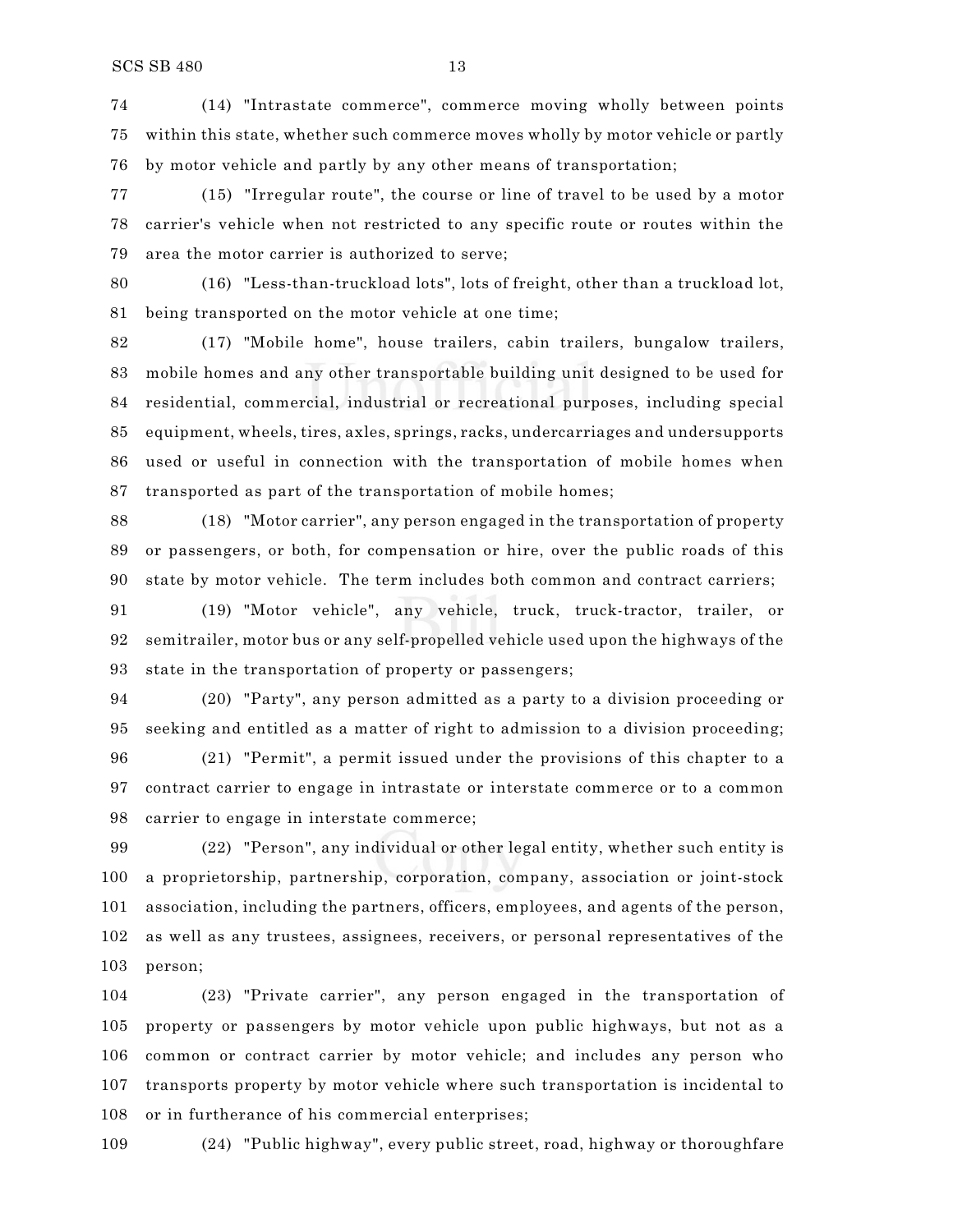(14) "Intrastate commerce", commerce moving wholly between points within this state, whether such commerce moves wholly by motor vehicle or partly by motor vehicle and partly by any other means of transportation;

(15) "Irregular route", the course or line of travel to be used by a motor carrier's vehicle when not restricted to any specific route or routes within the area the motor carrier is authorized to serve;

(16) "Less-than-truckload lots", lots of freight, other than a truckload lot, being transported on the motor vehicle at one time;

(17) "Mobile home", house trailers, cabin trailers, bungalow trailers, mobile homes and any other transportable building unit designed to be used for residential, commercial, industrial or recreational purposes, including special equipment, wheels, tires, axles, springs, racks, undercarriages and undersupports used or useful in connection with the transportation of mobile homes when transported as part of the transportation of mobile homes;

(18) "Motor carrier", any person engaged in the transportation of property or passengers, or both, for compensation or hire, over the public roads of this state by motor vehicle. The term includes both common and contract carriers;

(19) "Motor vehicle", any vehicle, truck, truck-tractor, trailer, or semitrailer, motor bus or any self-propelled vehicle used upon the highways of the state in the transportation of property or passengers;

(20) "Party", any person admitted as a party to a division proceeding or seeking and entitled as a matter of right to admission to a division proceeding;

(21) "Permit", a permit issued under the provisions of this chapter to a contract carrier to engage in intrastate or interstate commerce or to a common carrier to engage in interstate commerce;

(22) "Person", any individual or other legal entity, whether such entity is a proprietorship, partnership, corporation, company, association or joint-stock association, including the partners, officers, employees, and agents of the person, as well as any trustees, assignees, receivers, or personal representatives of the person;

(23) "Private carrier", any person engaged in the transportation of property or passengers by motor vehicle upon public highways, but not as a common or contract carrier by motor vehicle; and includes any person who transports property by motor vehicle where such transportation is incidental to or in furtherance of his commercial enterprises;

(24) "Public highway", every public street, road, highway or thoroughfare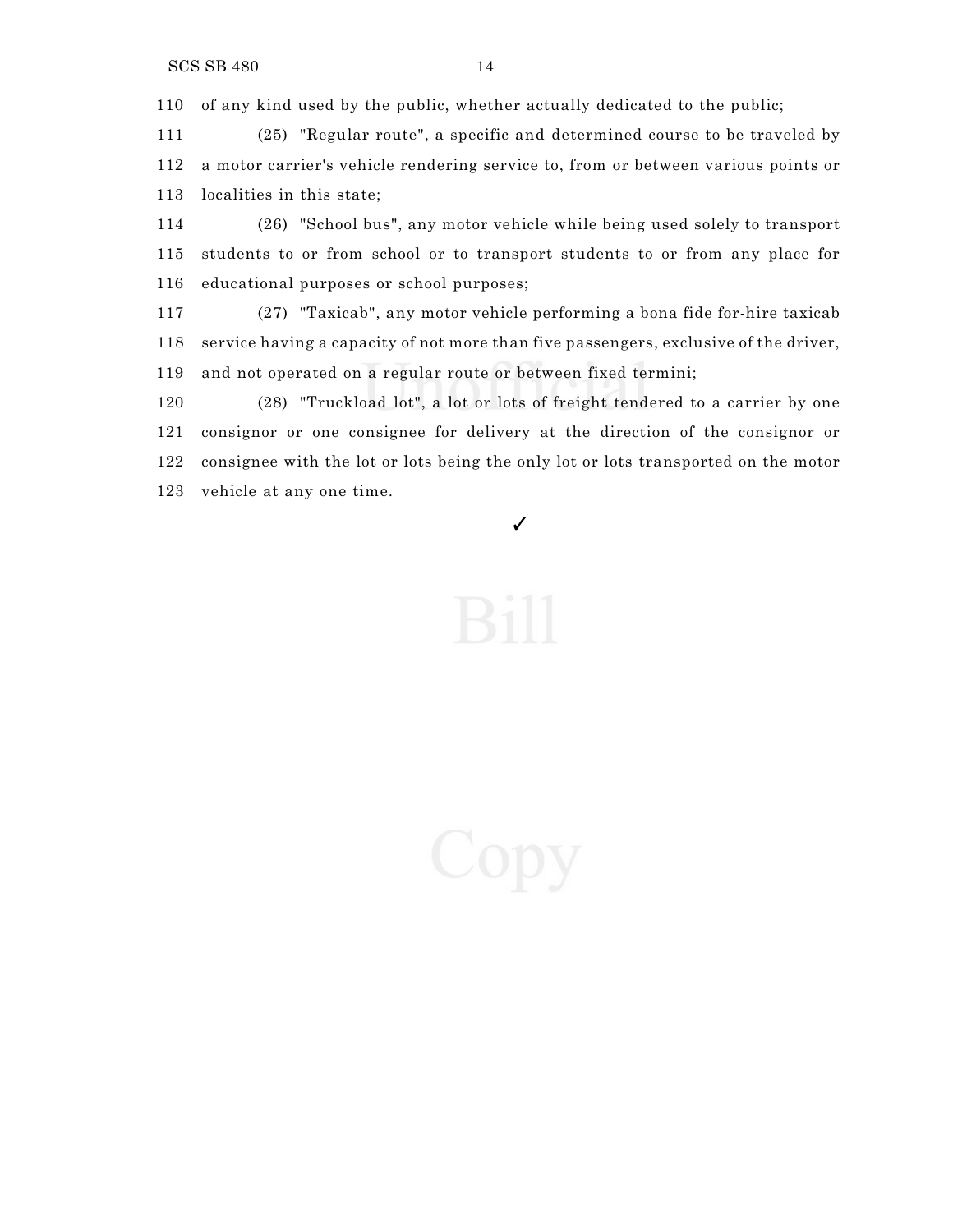of any kind used by the public, whether actually dedicated to the public;

(25) "Regular route", a specific and determined course to be traveled by a motor carrier's vehicle rendering service to, from or between various points or localities in this state;

(26) "School bus", any motor vehicle while being used solely to transport students to or from school or to transport students to or from any place for educational purposes or school purposes;

(27) "Taxicab", any motor vehicle performing a bona fide for-hire taxicab service having a capacity of not more than five passengers, exclusive of the driver, and not operated on a regular route or between fixed termini;

(28) "Truckload lot", a lot or lots of freight tendered to a carrier by one consignor or one consignee for delivery at the direction of the consignor or consignee with the lot or lots being the only lot or lots transported on the motor vehicle at any one time.

✓